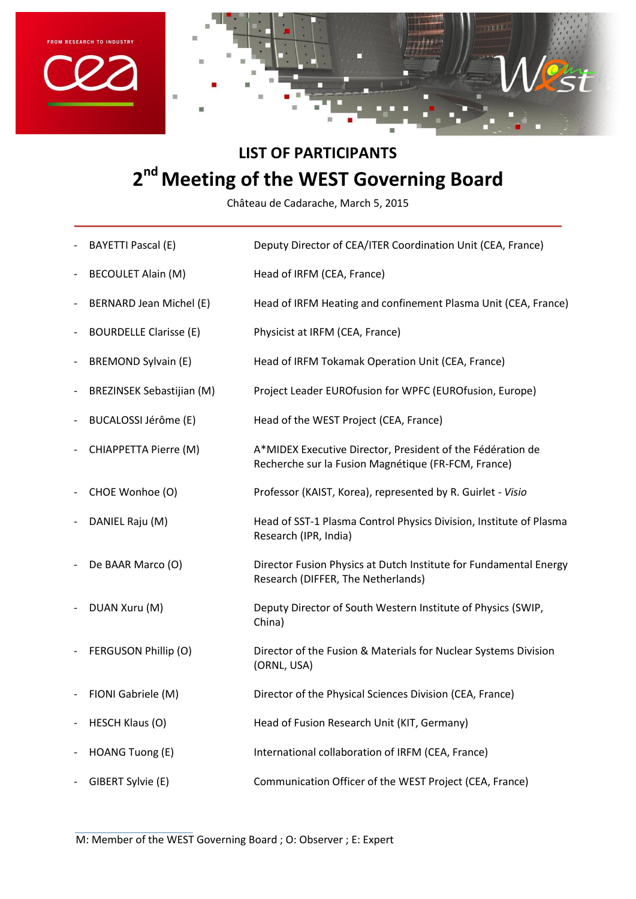# LIST OF PARTICIPANTS

## 2nd Meeting of the WEST Governing Board

Château de Cadarache, March 5, 2015

| | |
|---|---|
| - BAYETTI Pascal (E) | Deputy Director of CEA/ITER Coordination Unit (CEA, France) |
| - BECOULET Alain (M) | Head of IRFM (CEA, France) |
| - BERNARD Jean Michel (E) | Head of IRFM Heating and confinement Plasma Unit (CEA, France) |
| - BOURDELLE Clarisse (E) | Physicist at IRFM (CEA, France) |
| - BREMOND Sylvain (E) | Head of IRFM Tokamak Operation Unit (CEA, France) |
| - BREZINSEK Sebastijian (M) | Project Leader EUROfusion for WPFC (EUROfusion, Europe) |
| - BUCALOSSI Jérôme (E) | Head of the WEST Project (CEA, France) |
| - CHIAPPETTA Pierre (M) | A*MIDEX Executive Director, President of the Fédération de Recherche sur la Fusion Magnétique (FR-FCM, France) |
| - CHOE Wonhoe (O) | Professor (KAIST, Korea), represented by R. Guirlet - *Visio* |
| - DANIEL Raju (M) | Head of SST-1 Plasma Control Physics Division, Institute of Plasma Research (IPR, India) |
| - De BAAR Marco (O) | Director Fusion Physics at Dutch Institute for Fundamental Energy Research (DIFFER, The Netherlands) |
| - DUAN Xuru (M) | Deputy Director of South Western Institute of Physics (SWIP, China) |
| - FERGUSON Phillip (O) | Director of the Fusion & Materials for Nuclear Systems Division (ORNL, USA) |
| - FIONI Gabriele (M) | Director of the Physical Sciences Division (CEA, France) |
| - HESCH Klaus (O) | Head of Fusion Research Unit (KIT, Germany) |
| - HOANG Tuong (E) | International collaboration of IRFM (CEA, France) |
| - GIBERT Sylvie (E) | Communication Officer of the WEST Project (CEA, France) |

M: Member of the WEST Governing Board ; O: Observer ; E: Expert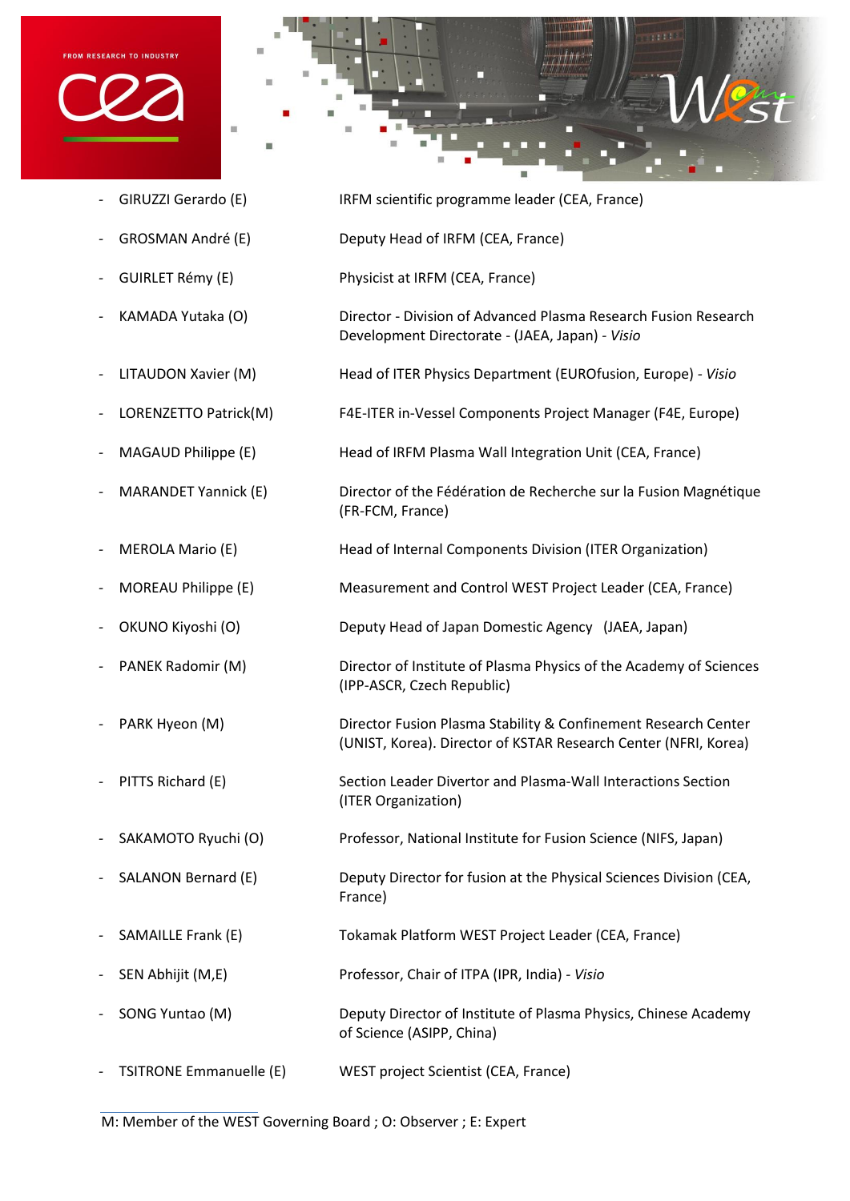- GIRUZZI Gerardo (E) — IRFM scientific programme leader (CEA, France)
- GROSMAN André (E) — Deputy Head of IRFM (CEA, France)
- GUIRLET Rémy (E) — Physicist at IRFM (CEA, France)
- KAMADA Yutaka (O) — Director - Division of Advanced Plasma Research Fusion Research Development Directorate - (JAEA, Japan) - *Visio*
- LITAUDON Xavier (M) — Head of ITER Physics Department (EUROfusion, Europe) - *Visio*
- LORENZETTO Patrick(M) — F4E-ITER in-Vessel Components Project Manager (F4E, Europe)
- MAGAUD Philippe (E) — Head of IRFM Plasma Wall Integration Unit (CEA, France)
- MARANDET Yannick (E) — Director of the Fédération de Recherche sur la Fusion Magnétique (FR-FCM, France)
- MEROLA Mario (E) — Head of Internal Components Division (ITER Organization)
- MOREAU Philippe (E) — Measurement and Control WEST Project Leader (CEA, France)
- OKUNO Kiyoshi (O) — Deputy Head of Japan Domestic Agency (JAEA, Japan)
- PANEK Radomir (M) — Director of Institute of Plasma Physics of the Academy of Sciences (IPP-ASCR, Czech Republic)
- PARK Hyeon (M) — Director Fusion Plasma Stability & Confinement Research Center (UNIST, Korea). Director of KSTAR Research Center (NFRI, Korea)
- PITTS Richard (E) — Section Leader Divertor and Plasma-Wall Interactions Section (ITER Organization)
- SAKAMOTO Ryuchi (O) — Professor, National Institute for Fusion Science (NIFS, Japan)
- SALANON Bernard (E) — Deputy Director for fusion at the Physical Sciences Division (CEA, France)
- SAMAILLE Frank (E) — Tokamak Platform WEST Project Leader (CEA, France)
- SEN Abhijit (M,E) — Professor, Chair of ITPA (IPR, India) - *Visio*
- SONG Yuntao (M) — Deputy Director of Institute of Plasma Physics, Chinese Academy of Science (ASIPP, China)
- TSITRONE Emmanuelle (E) — WEST project Scientist (CEA, France)

M: Member of the WEST Governing Board ; O: Observer ; E: Expert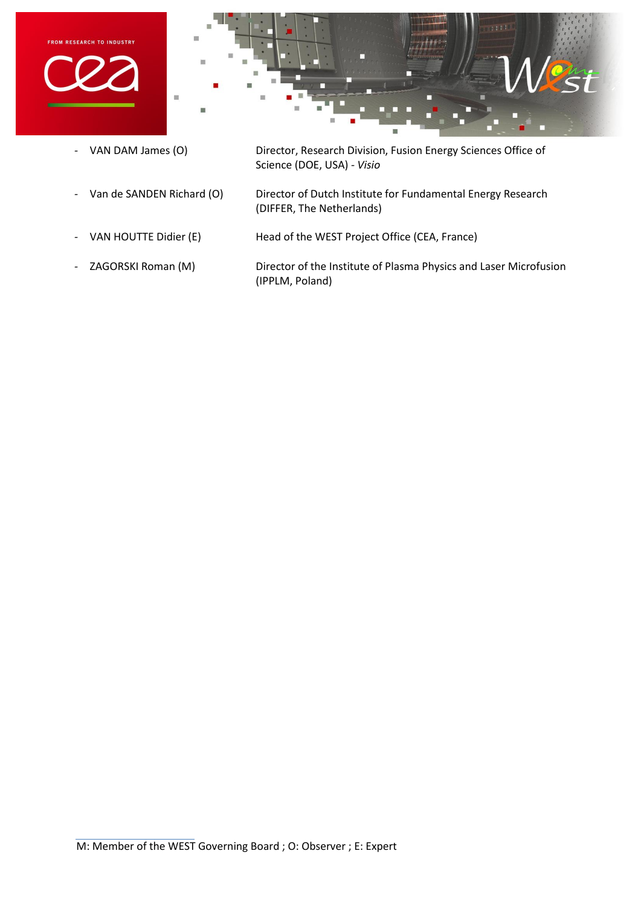- VAN DAM James (O) — Director, Research Division, Fusion Energy Sciences Office of Science (DOE, USA) - *Visio*
- Van de SANDEN Richard (O) — Director of Dutch Institute for Fundamental Energy Research (DIFFER, The Netherlands)
- VAN HOUTTE Didier (E) — Head of the WEST Project Office (CEA, France)
- ZAGORSKI Roman (M) — Director of the Institute of Plasma Physics and Laser Microfusion (IPPLM, Poland)

M: Member of the WEST Governing Board ; O: Observer ; E: Expert